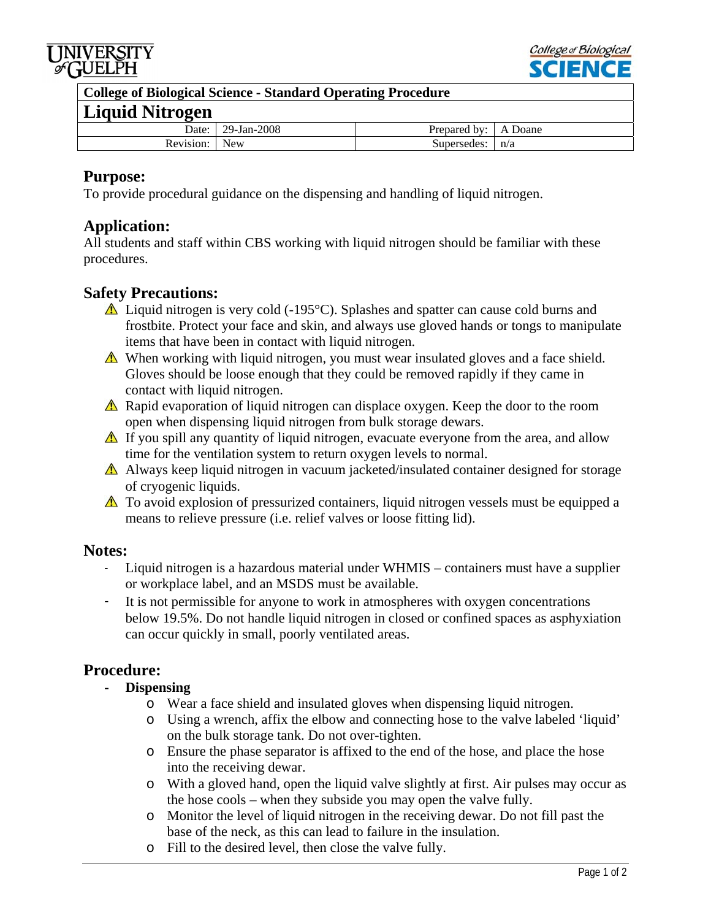UNIVERSITY of GUELPH

College of Biological SCIENCE

| College of Biological Science - Standard Operating Procedure | | | |
|---|---|---|---|
| **Liquid Nitrogen** | | | |
| Date: | 29-Jan-2008 | Prepared by: | A Doane |
| Revision: | New | Supersedes: | n/a |

## Purpose:

To provide procedural guidance on the dispensing and handling of liquid nitrogen.

## Application:

All students and staff within CBS working with liquid nitrogen should be familiar with these procedures.

## Safety Precautions:

- ⚠ Liquid nitrogen is very cold (-195°C). Splashes and spatter can cause cold burns and frostbite. Protect your face and skin, and always use gloved hands or tongs to manipulate items that have been in contact with liquid nitrogen.
- ⚠ When working with liquid nitrogen, you must wear insulated gloves and a face shield. Gloves should be loose enough that they could be removed rapidly if they came in contact with liquid nitrogen.
- ⚠ Rapid evaporation of liquid nitrogen can displace oxygen. Keep the door to the room open when dispensing liquid nitrogen from bulk storage dewars.
- ⚠ If you spill any quantity of liquid nitrogen, evacuate everyone from the area, and allow time for the ventilation system to return oxygen levels to normal.
- ⚠ Always keep liquid nitrogen in vacuum jacketed/insulated container designed for storage of cryogenic liquids.
- ⚠ To avoid explosion of pressurized containers, liquid nitrogen vessels must be equipped a means to relieve pressure (i.e. relief valves or loose fitting lid).

## Notes:

- Liquid nitrogen is a hazardous material under WHMIS – containers must have a supplier or workplace label, and an MSDS must be available.
- It is not permissible for anyone to work in atmospheres with oxygen concentrations below 19.5%. Do not handle liquid nitrogen in closed or confined spaces as asphyxiation can occur quickly in small, poorly ventilated areas.

## Procedure:

- **Dispensing**
  - Wear a face shield and insulated gloves when dispensing liquid nitrogen.
  - Using a wrench, affix the elbow and connecting hose to the valve labeled 'liquid' on the bulk storage tank. Do not over-tighten.
  - Ensure the phase separator is affixed to the end of the hose, and place the hose into the receiving dewar.
  - With a gloved hand, open the liquid valve slightly at first. Air pulses may occur as the hose cools – when they subside you may open the valve fully.
  - Monitor the level of liquid nitrogen in the receiving dewar. Do not fill past the base of the neck, as this can lead to failure in the insulation.
  - Fill to the desired level, then close the valve fully.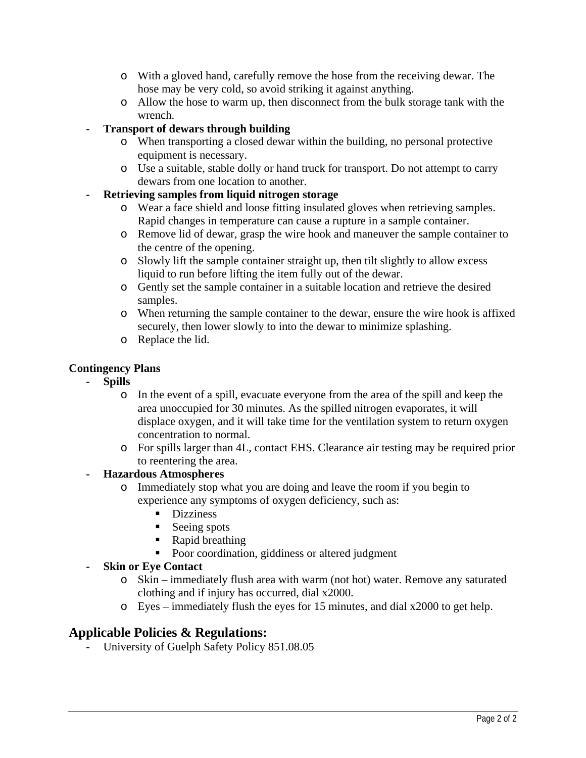- With a gloved hand, carefully remove the hose from the receiving dewar. The hose may be very cold, so avoid striking it against anything.
  - Allow the hose to warm up, then disconnect from the bulk storage tank with the wrench.
- **Transport of dewars through building**
  - When transporting a closed dewar within the building, no personal protective equipment is necessary.
  - Use a suitable, stable dolly or hand truck for transport. Do not attempt to carry dewars from one location to another.
- **Retrieving samples from liquid nitrogen storage**
  - Wear a face shield and loose fitting insulated gloves when retrieving samples. Rapid changes in temperature can cause a rupture in a sample container.
  - Remove lid of dewar, grasp the wire hook and maneuver the sample container to the centre of the opening.
  - Slowly lift the sample container straight up, then tilt slightly to allow excess liquid to run before lifting the item fully out of the dewar.
  - Gently set the sample container in a suitable location and retrieve the desired samples.
  - When returning the sample container to the dewar, ensure the wire hook is affixed securely, then lower slowly to into the dewar to minimize splashing.
  - Replace the lid.

**Contingency Plans**

- **Spills**
  - In the event of a spill, evacuate everyone from the area of the spill and keep the area unoccupied for 30 minutes. As the spilled nitrogen evaporates, it will displace oxygen, and it will take time for the ventilation system to return oxygen concentration to normal.
  - For spills larger than 4L, contact EHS. Clearance air testing may be required prior to reentering the area.
- **Hazardous Atmospheres**
  - Immediately stop what you are doing and leave the room if you begin to experience any symptoms of oxygen deficiency, such as:
    - Dizziness
    - Seeing spots
    - Rapid breathing
    - Poor coordination, giddiness or altered judgment
- **Skin or Eye Contact**
  - Skin – immediately flush area with warm (not hot) water. Remove any saturated clothing and if injury has occurred, dial x2000.
  - Eyes – immediately flush the eyes for 15 minutes, and dial x2000 to get help.

## Applicable Policies & Regulations:

- University of Guelph Safety Policy 851.08.05